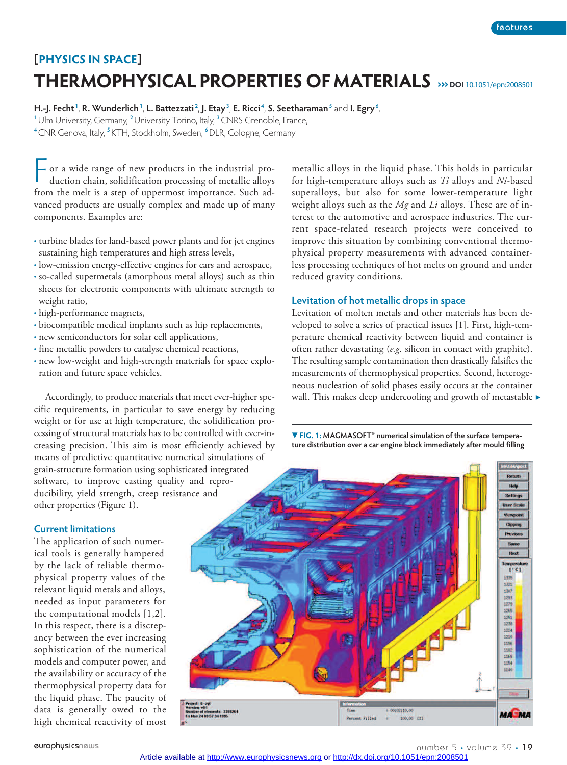[PHYSICS IN SPACE]

# THERMOPHYSICAL PROPERTIES OF MATERIALS

>>> DOI 10.1051/epn:2008501

**H.-J. Fecht**[1], **R. Wunderlich**[1], **L. Battezzati**[2], **J. Etay**[3], **E. Ricci**[4], **S. Seetharaman**[5] and **I. Egry**[6],

[1] Ulm University, Germany, [2] University Torino, Italy, [3] CNRS Grenoble, France,
[4] CNR Genova, Italy, [5] KTH, Stockholm, Sweden, [6] DLR, Cologne, Germany

For a wide range of new products in the industrial production chain, solidification processing of metallic alloys from the melt is a step of uppermost importance. Such advanced products are usually complex and made up of many components. Examples are:

- turbine blades for land-based power plants and for jet engines sustaining high temperatures and high stress levels,
- low-emission energy-effective engines for cars and aerospace,
- so-called supermetals (amorphous metal alloys) such as thin sheets for electronic components with ultimate strength to weight ratio,
- high-performance magnets,
- biocompatible medical implants such as hip replacements,
- new semiconductors for solar cell applications,
- fine metallic powders to catalyse chemical reactions,
- new low-weight and high-strength materials for space exploration and future space vehicles.

Accordingly, to produce materials that meet ever-higher specific requirements, in particular to save energy by reducing weight or for use at high temperature, the solidification processing of structural materials has to be controlled with ever-increasing precision. This aim is most efficiently achieved by means of predictive quantitative numerical simulations of grain-structure formation using sophisticated integrated software, to improve casting quality and reproducibility, yield strength, creep resistance and other properties (Figure 1).

## Current limitations

The application of such numerical tools is generally hampered by the lack of reliable thermophysical property values of the relevant liquid metals and alloys, needed as input parameters for the computational models [1,2]. In this respect, there is a discrepancy between the ever increasing sophistication of the numerical models and computer power, and the availability or accuracy of the thermophysical property data for the liquid phase. The paucity of data is generally owed to the high chemical reactivity of most metallic alloys in the liquid phase. This holds in particular for high-temperature alloys such as *Ti* alloys and *Ni*-based superalloys, but also for some lower-temperature light weight alloys such as the *Mg* and *Li* alloys. These are of interest to the automotive and aerospace industries. The current space-related research projects were conceived to improve this situation by combining conventional thermophysical property measurements with advanced containerless processing techniques of hot melts on ground and under reduced gravity conditions.

## Levitation of hot metallic drops in space

Levitation of molten metals and other materials has been developed to solve a series of practical issues [1]. First, high-temperature chemical reactivity between liquid and container is often rather devastating (*e.g.* silicon in contact with graphite). The resulting sample contamination then drastically falsifies the measurements of thermophysical properties. Second, heterogeneous nucleation of solid phases easily occurs at the container wall. This makes deep undercooling and growth of metastable ▸

▼ **FIG. 1: MAGMASOFT® numerical simulation of the surface temperature distribution over a car engine block immediately after mould filling**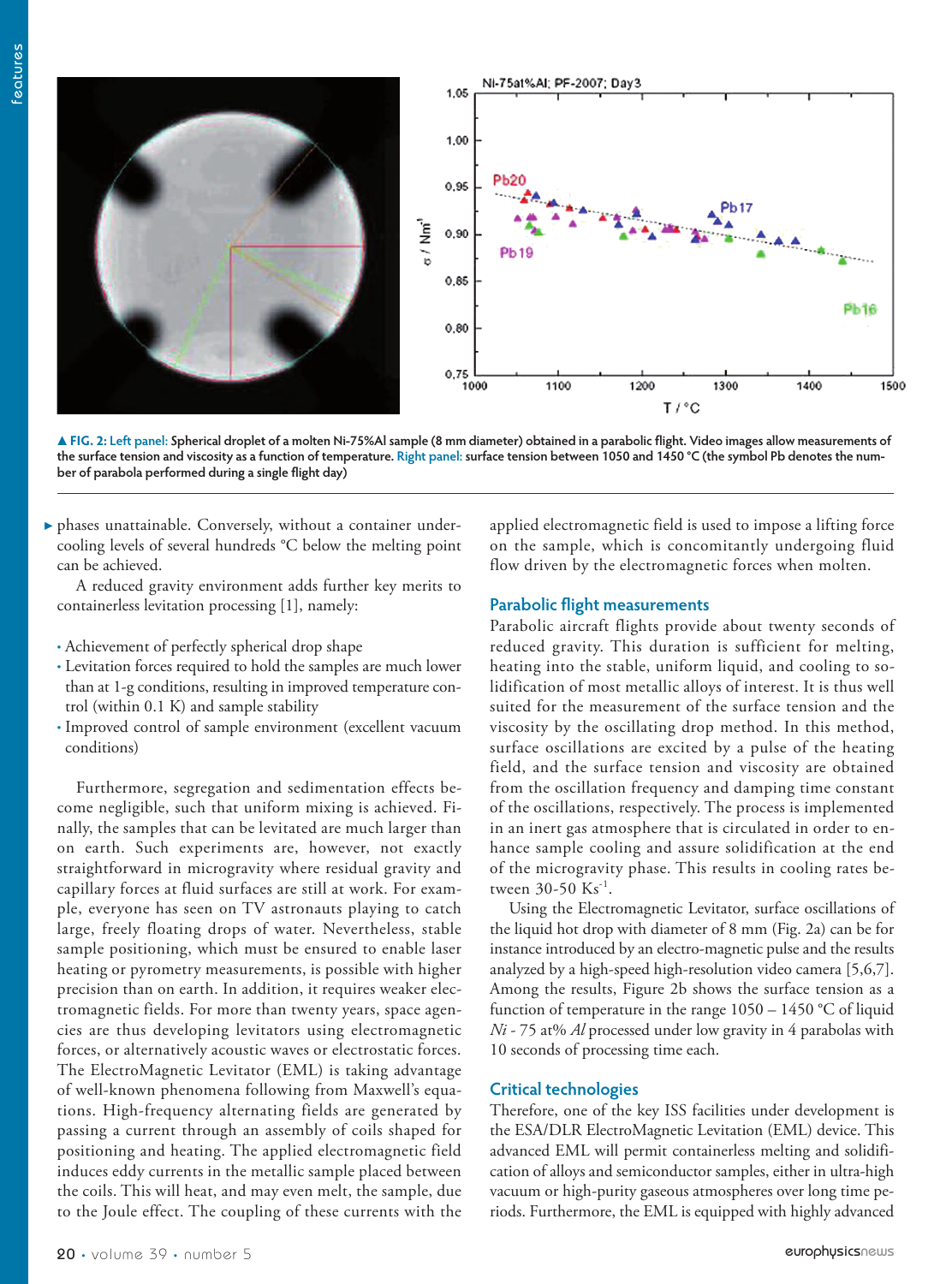Ni-75at%Al; PF-2007; Day3

1,05
1,00
0,95
0,90
0,85
0,80
0,75

σ / Nm$^{-1}$

Pb20
Pb17
Pb19
Pb16

1000 1100 1200 1300 1400 1500

T / °C

▲ **FIG. 2:** Left panel: **Spherical droplet of a molten Ni-75%Al sample (8 mm diameter) obtained in a parabolic flight. Video images allow measurements of the surface tension and viscosity as a function of temperature.** Right panel: **surface tension between 1050 and 1450 °C (the symbol Pb denotes the number of parabola performed during a single flight day)**

phases unattainable. Conversely, without a container undercooling levels of several hundreds °C below the melting point can be achieved.

A reduced gravity environment adds further key merits to containerless levitation processing [1], namely:

- Achievement of perfectly spherical drop shape
- Levitation forces required to hold the samples are much lower than at 1-g conditions, resulting in improved temperature control (within 0.1 K) and sample stability
- Improved control of sample environment (excellent vacuum conditions)

Furthermore, segregation and sedimentation effects become negligible, such that uniform mixing is achieved. Finally, the samples that can be levitated are much larger than on earth. Such experiments are, however, not exactly straightforward in microgravity where residual gravity and capillary forces at fluid surfaces are still at work. For example, everyone has seen on TV astronauts playing to catch large, freely floating drops of water. Nevertheless, stable sample positioning, which must be ensured to enable laser heating or pyrometry measurements, is possible with higher precision than on earth. In addition, it requires weaker electromagnetic fields. For more than twenty years, space agencies are thus developing levitators using electromagnetic forces, or alternatively acoustic waves or electrostatic forces. The ElectroMagnetic Levitator (EML) is taking advantage of well-known phenomena following from Maxwell's equations. High-frequency alternating fields are generated by passing a current through an assembly of coils shaped for positioning and heating. The applied electromagnetic field induces eddy currents in the metallic sample placed between the coils. This will heat, and may even melt, the sample, due to the Joule effect. The coupling of these currents with the applied electromagnetic field is used to impose a lifting force on the sample, which is concomitantly undergoing fluid flow driven by the electromagnetic forces when molten.

## Parabolic flight measurements

Parabolic aircraft flights provide about twenty seconds of reduced gravity. This duration is sufficient for melting, heating into the stable, uniform liquid, and cooling to solidification of most metallic alloys of interest. It is thus well suited for the measurement of the surface tension and the viscosity by the oscillating drop method. In this method, surface oscillations are excited by a pulse of the heating field, and the surface tension and viscosity are obtained from the oscillation frequency and damping time constant of the oscillations, respectively. The process is implemented in an inert gas atmosphere that is circulated in order to enhance sample cooling and assure solidification at the end of the microgravity phase. This results in cooling rates between 30-50 $Ks^{-1}$.

Using the Electromagnetic Levitator, surface oscillations of the liquid hot drop with diameter of 8 mm (Fig. 2a) can be for instance introduced by an electro-magnetic pulse and the results analyzed by a high-speed high-resolution video camera [5,6,7]. Among the results, Figure 2b shows the surface tension as a function of temperature in the range 1050 – 1450 °C of liquid *Ni* - 75 at% *Al* processed under low gravity in 4 parabolas with 10 seconds of processing time each.

## Critical technologies

Therefore, one of the key ISS facilities under development is the ESA/DLR ElectroMagnetic Levitation (EML) device. This advanced EML will permit containerless melting and solidification of alloys and semiconductor samples, either in ultra-high vacuum or high-purity gaseous atmospheres over long time periods. Furthermore, the EML is equipped with highly advanced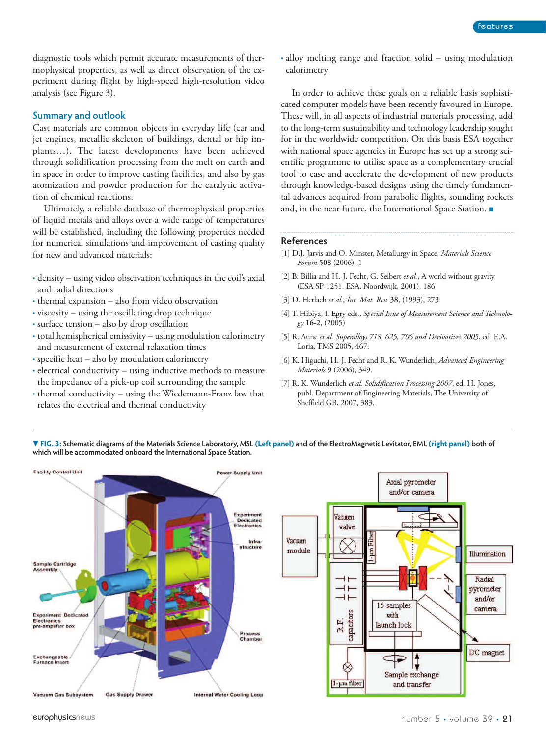diagnostic tools which permit accurate measurements of thermophysical properties, as well as direct observation of the experiment during flight by high-speed high-resolution video analysis (see Figure 3).

## Summary and outlook

Cast materials are common objects in everyday life (car and jet engines, metallic skeleton of buildings, dental or hip implants…). The latest developments have been achieved through solidification processing from the melt on earth **and** in space in order to improve casting facilities, and also by gas atomization and powder production for the catalytic activation of chemical reactions.

Ultimately, a reliable database of thermophysical properties of liquid metals and alloys over a wide range of temperatures will be established, including the following properties needed for numerical simulations and improvement of casting quality for new and advanced materials:

- density – using video observation techniques in the coil's axial and radial directions
- thermal expansion – also from video observation
- viscosity – using the oscillating drop technique
- surface tension – also by drop oscillation
- total hemispherical emissivity – using modulation calorimetry and measurement of external relaxation times
- specific heat – also by modulation calorimetry
- electrical conductivity – using inductive methods to measure the impedance of a pick-up coil surrounding the sample
- thermal conductivity – using the Wiedemann-Franz law that relates the electrical and thermal conductivity
- alloy melting range and fraction solid – using modulation calorimetry

In order to achieve these goals on a reliable basis sophisticated computer models have been recently favoured in Europe. These will, in all aspects of industrial materials processing, add to the long-term sustainability and technology leadership sought for in the worldwide competition. On this basis ESA together with national space agencies in Europe has set up a strong scientific programme to utilise space as a complementary crucial tool to ease and accelerate the development of new products through knowledge-based designs using the timely fundamental advances acquired from parabolic flights, sounding rockets and, in the near future, the International Space Station. ■

## References

[1] D.J. Jarvis and O. Minster, Metallurgy in Space, *Materials Science Forum* **508** (2006), 1

[2] B. Billia and H.-J. Fecht, G. Seibert *et al.*, A world without gravity (ESA SP-1251, ESA, Noordwijk, 2001), 186

[3] D. Herlach *et al.*, *Int. Mat. Rev.* **38**, (1993), 273

[4] T. Hibiya, I. Egry eds., *Special Issue of Measurement Science and Technology* **16-2**, (2005)

[5] R. Aune *et al. Superalloys 718, 625, 706 and Derivatives 2005*, ed. E.A. Loria, TMS 2005, 467.

[6] K. Higuchi, H.-J. Fecht and R. K. Wunderlich, *Advanced Engineering Materials* **9** (2006), 349.

[7] R. K. Wunderlich *et al. Solidification Processing 2007*, ed. H. Jones, publ. Department of Engineering Materials, The University of Sheffield GB, 2007, 383.

▼ **FIG. 3: Schematic diagrams of the Materials Science Laboratory, MSL (Left panel) and of the ElectroMagnetic Levitator, EML (right panel) both of which will be accommodated onboard the International Space Station.**

Facility Control Unit
Power Supply Unit
Experiment Dedicated Electronics
Infra-structure
Sample Cartridge Assembly
Experiment Dedicated Electronics pre-amplifier box
Process Chamber
Exchangeable Furnace Insert
Vacuum Gas Subsystem
Gas Supply Drawer
Internal Water Cooling Loop

Axial pyrometer and/or camera
Vacuum valve
Vacuum module
1-µm Filter
Illumination
Radial pyrometer and/or camera
R.F. capacitors
15 samples with launch lock
DC magnet
1-µm filter
Sample exchange and transfer